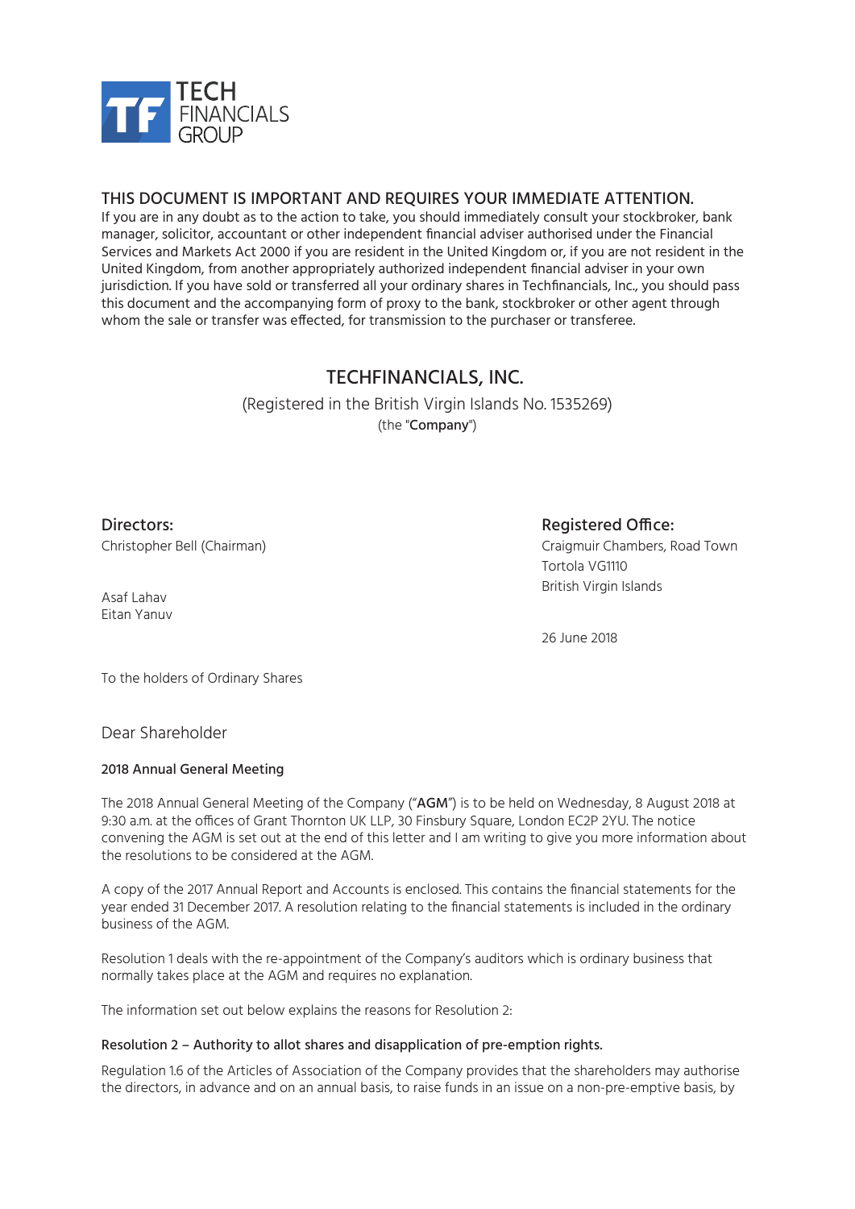TECH FINANCIALS GROUP

## THIS DOCUMENT IS IMPORTANT AND REQUIRES YOUR IMMEDIATE ATTENTION.

If you are in any doubt as to the action to take, you should immediately consult your stockbroker, bank manager, solicitor, accountant or other independent financial adviser authorised under the Financial Services and Markets Act 2000 if you are resident in the United Kingdom or, if you are not resident in the United Kingdom, from another appropriately authorized independent financial adviser in your own jurisdiction. If you have sold or transferred all your ordinary shares in Techfinancials, Inc., you should pass this document and the accompanying form of proxy to the bank, stockbroker or other agent through whom the sale or transfer was effected, for transmission to the purchaser or transferee.

# TECHFINANCIALS, INC.

(Registered in the British Virgin Islands No. 1535269)

(the "**Company**")

**Directors:**

Christopher Bell (Chairman)

Asaf Lahav

Eitan Yanuv

**Registered Office:**

Craigmuir Chambers, Road Town

Tortola VG1110

British Virgin Islands

26 June 2018

To the holders of Ordinary Shares

Dear Shareholder

**2018 Annual General Meeting**

The 2018 Annual General Meeting of the Company ("**AGM**") is to be held on Wednesday, 8 August 2018 at 9:30 a.m. at the offices of Grant Thornton UK LLP, 30 Finsbury Square, London EC2P 2YU. The notice convening the AGM is set out at the end of this letter and I am writing to give you more information about the resolutions to be considered at the AGM.

A copy of the 2017 Annual Report and Accounts is enclosed. This contains the financial statements for the year ended 31 December 2017. A resolution relating to the financial statements is included in the ordinary business of the AGM.

Resolution 1 deals with the re-appointment of the Company's auditors which is ordinary business that normally takes place at the AGM and requires no explanation.

The information set out below explains the reasons for Resolution 2:

**Resolution 2 – Authority to allot shares and disapplication of pre-emption rights.**

Regulation 1.6 of the Articles of Association of the Company provides that the shareholders may authorise the directors, in advance and on an annual basis, to raise funds in an issue on a non-pre-emptive basis, by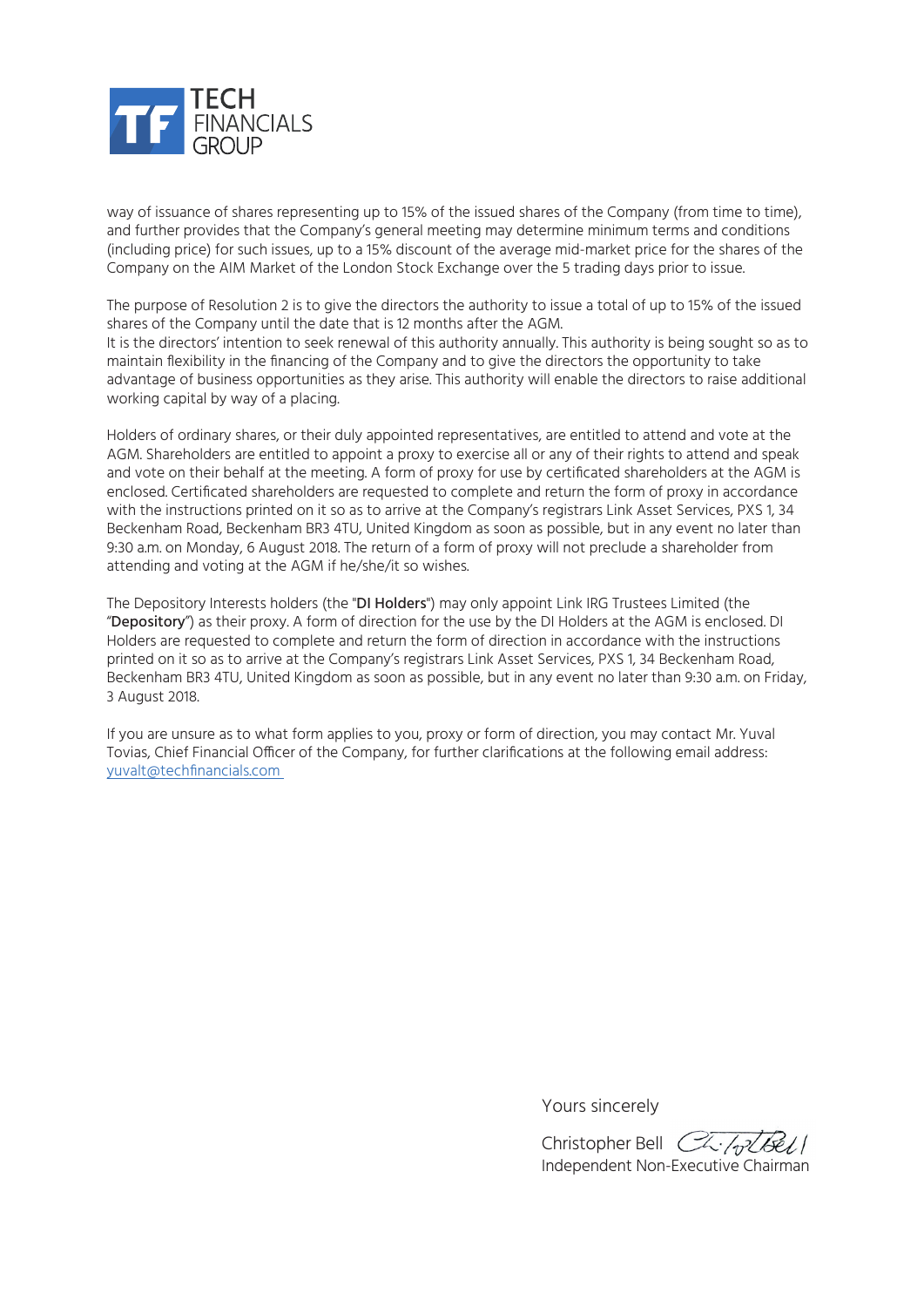way of issuance of shares representing up to 15% of the issued shares of the Company (from time to time), and further provides that the Company's general meeting may determine minimum terms and conditions (including price) for such issues, up to a 15% discount of the average mid-market price for the shares of the Company on the AIM Market of the London Stock Exchange over the 5 trading days prior to issue.

The purpose of Resolution 2 is to give the directors the authority to issue a total of up to 15% of the issued shares of the Company until the date that is 12 months after the AGM.
It is the directors' intention to seek renewal of this authority annually. This authority is being sought so as to maintain flexibility in the financing of the Company and to give the directors the opportunity to take advantage of business opportunities as they arise. This authority will enable the directors to raise additional working capital by way of a placing.

Holders of ordinary shares, or their duly appointed representatives, are entitled to attend and vote at the AGM. Shareholders are entitled to appoint a proxy to exercise all or any of their rights to attend and speak and vote on their behalf at the meeting. A form of proxy for use by certificated shareholders at the AGM is enclosed. Certificated shareholders are requested to complete and return the form of proxy in accordance with the instructions printed on it so as to arrive at the Company's registrars Link Asset Services, PXS 1, 34 Beckenham Road, Beckenham BR3 4TU, United Kingdom as soon as possible, but in any event no later than 9:30 a.m. on Monday, 6 August 2018. The return of a form of proxy will not preclude a shareholder from attending and voting at the AGM if he/she/it so wishes.

The Depository Interests holders (the "**DI Holders**") may only appoint Link IRG Trustees Limited (the "**Depository**") as their proxy. A form of direction for the use by the DI Holders at the AGM is enclosed. DI Holders are requested to complete and return the form of direction in accordance with the instructions printed on it so as to arrive at the Company's registrars Link Asset Services, PXS 1, 34 Beckenham Road, Beckenham BR3 4TU, United Kingdom as soon as possible, but in any event no later than 9:30 a.m. on Friday, 3 August 2018.

If you are unsure as to what form applies to you, proxy or form of direction, you may contact Mr. Yuval Tovias, Chief Financial Officer of the Company, for further clarifications at the following email address: yuvalt@techfinancials.com

Yours sincerely

Christopher Bell
Independent Non-Executive Chairman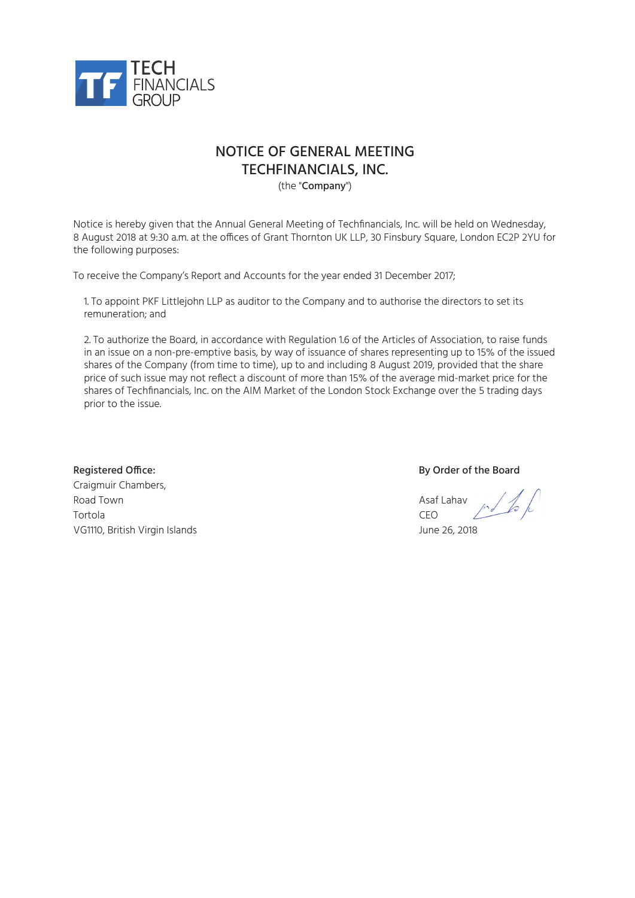TECH FINANCIALS GROUP

# NOTICE OF GENERAL MEETING
# TECHFINANCIALS, INC.

(the "**Company**")

Notice is hereby given that the Annual General Meeting of Techfinancials, Inc. will be held on Wednesday, 8 August 2018 at 9:30 a.m. at the offices of Grant Thornton UK LLP, 30 Finsbury Square, London EC2P 2YU for the following purposes:

To receive the Company's Report and Accounts for the year ended 31 December 2017;

1. To appoint PKF Littlejohn LLP as auditor to the Company and to authorise the directors to set its remuneration; and

2. To authorize the Board, in accordance with Regulation 1.6 of the Articles of Association, to raise funds in an issue on a non-pre-emptive basis, by way of issuance of shares representing up to 15% of the issued shares of the Company (from time to time), up to and including 8 August 2019, provided that the share price of such issue may not reflect a discount of more than 15% of the average mid-market price for the shares of Techfinancials, Inc. on the AIM Market of the London Stock Exchange over the 5 trading days prior to the issue.

**Registered Office:**
Craigmuir Chambers,
Road Town
Tortola
VG1110, British Virgin Islands

**By Order of the Board**

Asaf Lahav
CEO
June 26, 2018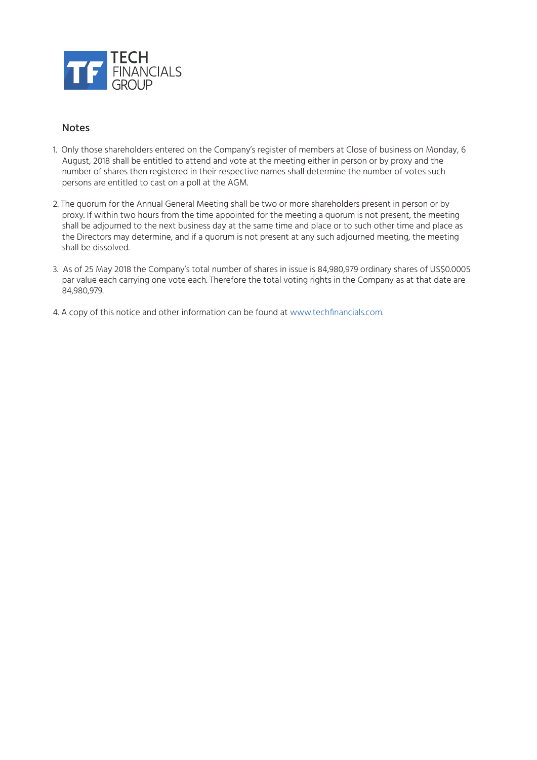## Notes

1. Only those shareholders entered on the Company's register of members at Close of business on Monday, 6 August, 2018 shall be entitled to attend and vote at the meeting either in person or by proxy and the number of shares then registered in their respective names shall determine the number of votes such persons are entitled to cast on a poll at the AGM.

2. The quorum for the Annual General Meeting shall be two or more shareholders present in person or by proxy. If within two hours from the time appointed for the meeting a quorum is not present, the meeting shall be adjourned to the next business day at the same time and place or to such other time and place as the Directors may determine, and if a quorum is not present at any such adjourned meeting, the meeting shall be dissolved.

3. As of 25 May 2018 the Company's total number of shares in issue is 84,980,979 ordinary shares of US$0.0005 par value each carrying one vote each. Therefore the total voting rights in the Company as at that date are 84,980,979.

4. A copy of this notice and other information can be found at www.techfinancials.com.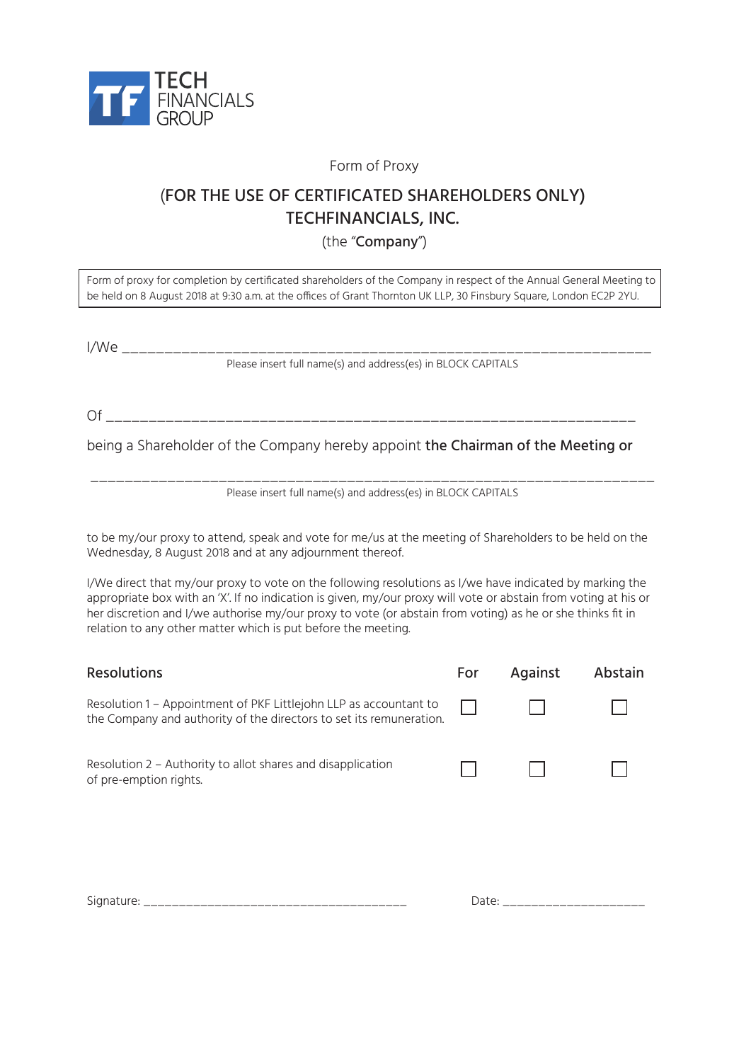TECH FINANCIALS GROUP

Form of Proxy

## (FOR THE USE OF CERTIFICATED SHAREHOLDERS ONLY)
## TECHFINANCIALS, INC.

(the "**Company**")

Form of proxy for completion by certificated shareholders of the Company in respect of the Annual General Meeting to be held on 8 August 2018 at 9:30 a.m. at the offices of Grant Thornton UK LLP, 30 Finsbury Square, London EC2P 2YU.

I/We ________________________________________________________________

Please insert full name(s) and address(es) in BLOCK CAPITALS

Of ________________________________________________________________

being a Shareholder of the Company hereby appoint **the Chairman of the Meeting or**

________________________________________________________________

Please insert full name(s) and address(es) in BLOCK CAPITALS

to be my/our proxy to attend, speak and vote for me/us at the meeting of Shareholders to be held on the Wednesday, 8 August 2018 and at any adjournment thereof.

I/We direct that my/our proxy to vote on the following resolutions as I/we have indicated by marking the appropriate box with an 'X'. If no indication is given, my/our proxy will vote or abstain from voting at his or her discretion and I/we authorise my/our proxy to vote (or abstain from voting) as he or she thinks fit in relation to any other matter which is put before the meeting.

| Resolutions | For | Against | Abstain |
|---|---|---|---|
| Resolution 1 – Appointment of PKF Littlejohn LLP as accountant to the Company and authority of the directors to set its remuneration. | ☐ | ☐ | ☐ |
| Resolution 2 – Authority to allot shares and disapplication of pre-emption rights. | ☐ | ☐ | ☐ |

Signature: ______________________________ Date: ____________________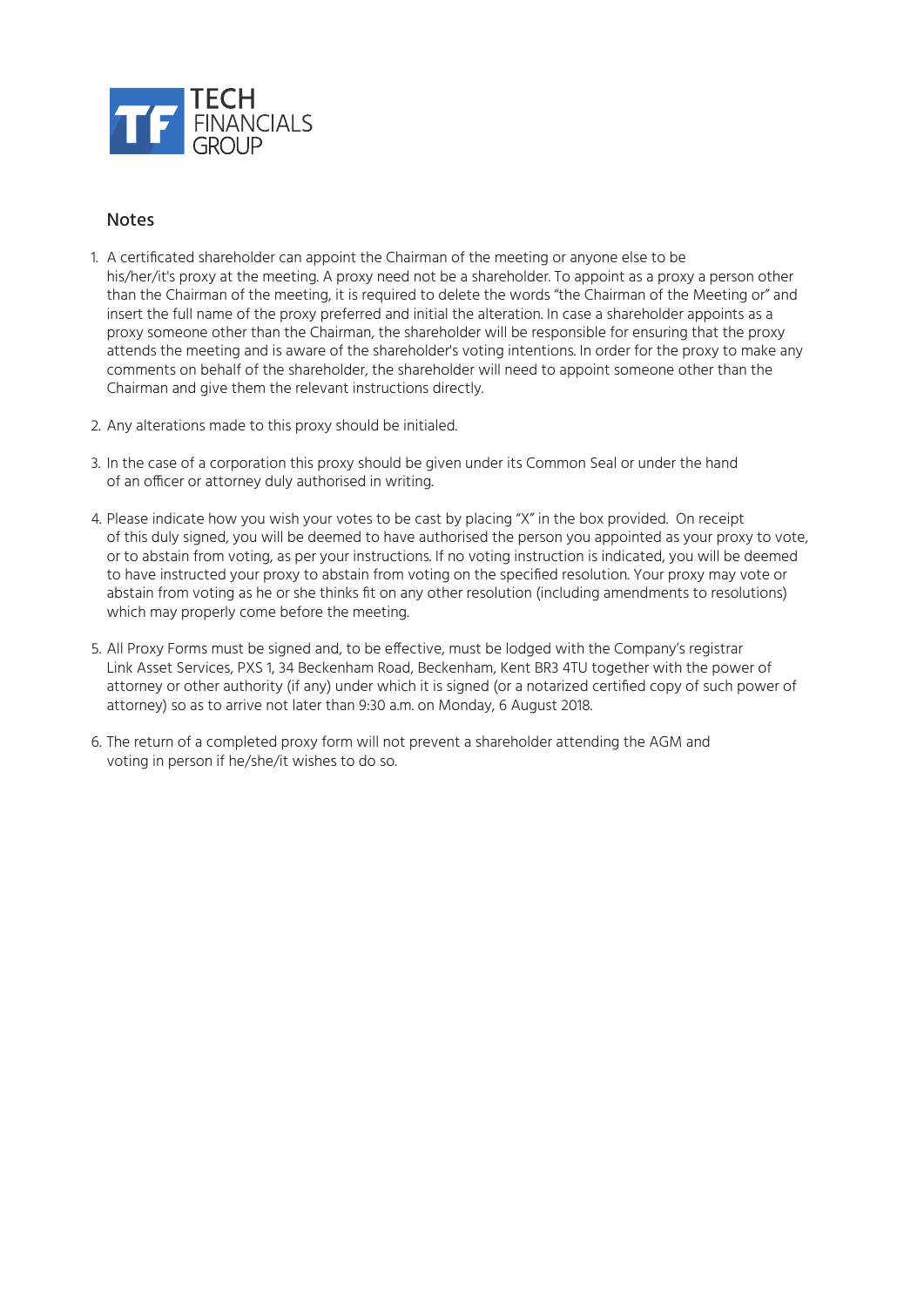## Notes

1. A certificated shareholder can appoint the Chairman of the meeting or anyone else to be his/her/it's proxy at the meeting. A proxy need not be a shareholder. To appoint as a proxy a person other than the Chairman of the meeting, it is required to delete the words "the Chairman of the Meeting or" and insert the full name of the proxy preferred and initial the alteration. In case a shareholder appoints as a proxy someone other than the Chairman, the shareholder will be responsible for ensuring that the proxy attends the meeting and is aware of the shareholder's voting intentions. In order for the proxy to make any comments on behalf of the shareholder, the shareholder will need to appoint someone other than the Chairman and give them the relevant instructions directly.

2. Any alterations made to this proxy should be initialed.

3. In the case of a corporation this proxy should be given under its Common Seal or under the hand of an officer or attorney duly authorised in writing.

4. Please indicate how you wish your votes to be cast by placing "X" in the box provided. On receipt of this duly signed, you will be deemed to have authorised the person you appointed as your proxy to vote, or to abstain from voting, as per your instructions. If no voting instruction is indicated, you will be deemed to have instructed your proxy to abstain from voting on the specified resolution. Your proxy may vote or abstain from voting as he or she thinks fit on any other resolution (including amendments to resolutions) which may properly come before the meeting.

5. All Proxy Forms must be signed and, to be effective, must be lodged with the Company's registrar Link Asset Services, PXS 1, 34 Beckenham Road, Beckenham, Kent BR3 4TU together with the power of attorney or other authority (if any) under which it is signed (or a notarized certified copy of such power of attorney) so as to arrive not later than 9:30 a.m. on Monday, 6 August 2018.

6. The return of a completed proxy form will not prevent a shareholder attending the AGM and voting in person if he/she/it wishes to do so.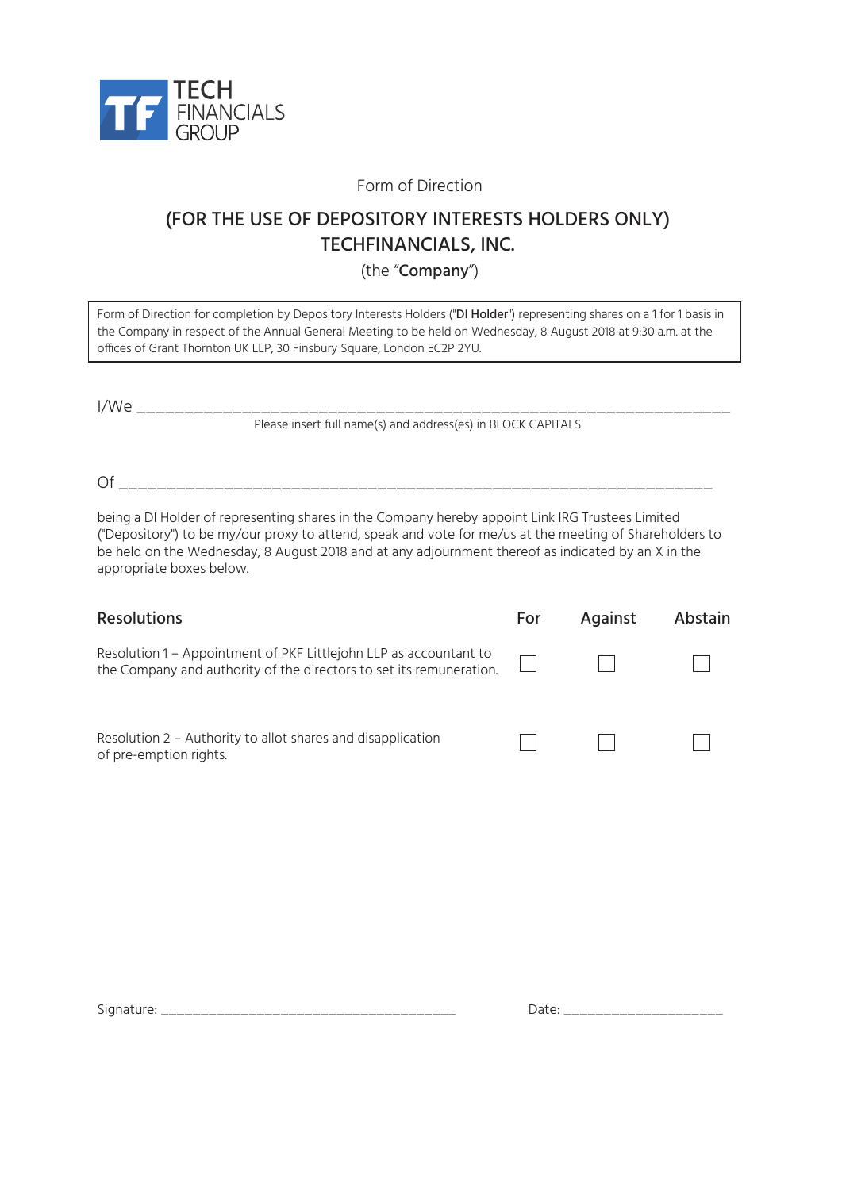TECH FINANCIALS GROUP

Form of Direction

## (FOR THE USE OF DEPOSITORY INTERESTS HOLDERS ONLY)
## TECHFINANCIALS, INC.

(the "**Company**")

| Form of Direction for completion by Depository Interests Holders ("**DI Holder**") representing shares on a 1 for 1 basis in the Company in respect of the Annual General Meeting to be held on Wednesday, 8 August 2018 at 9:30 a.m. at the offices of Grant Thornton UK LLP, 30 Finsbury Square, London EC2P 2YU. |
|---|

I/We ___________________________________________________________________

Please insert full name(s) and address(es) in BLOCK CAPITALS

Of ___________________________________________________________________

being a DI Holder of representing shares in the Company hereby appoint Link IRG Trustees Limited ("Depository") to be my/our proxy to attend, speak and vote for me/us at the meeting of Shareholders to be held on the Wednesday, 8 August 2018 and at any adjournment thereof as indicated by an X in the appropriate boxes below.

| Resolutions | For | Against | Abstain |
|---|---|---|---|
| Resolution 1 – Appointment of PKF Littlejohn LLP as accountant to the Company and authority of the directors to set its remuneration. | ☐ | ☐ | ☐ |
| Resolution 2 – Authority to allot shares and disapplication of pre-emption rights. | ☐ | ☐ | ☐ |

Signature: ______________________________________ Date: ____________________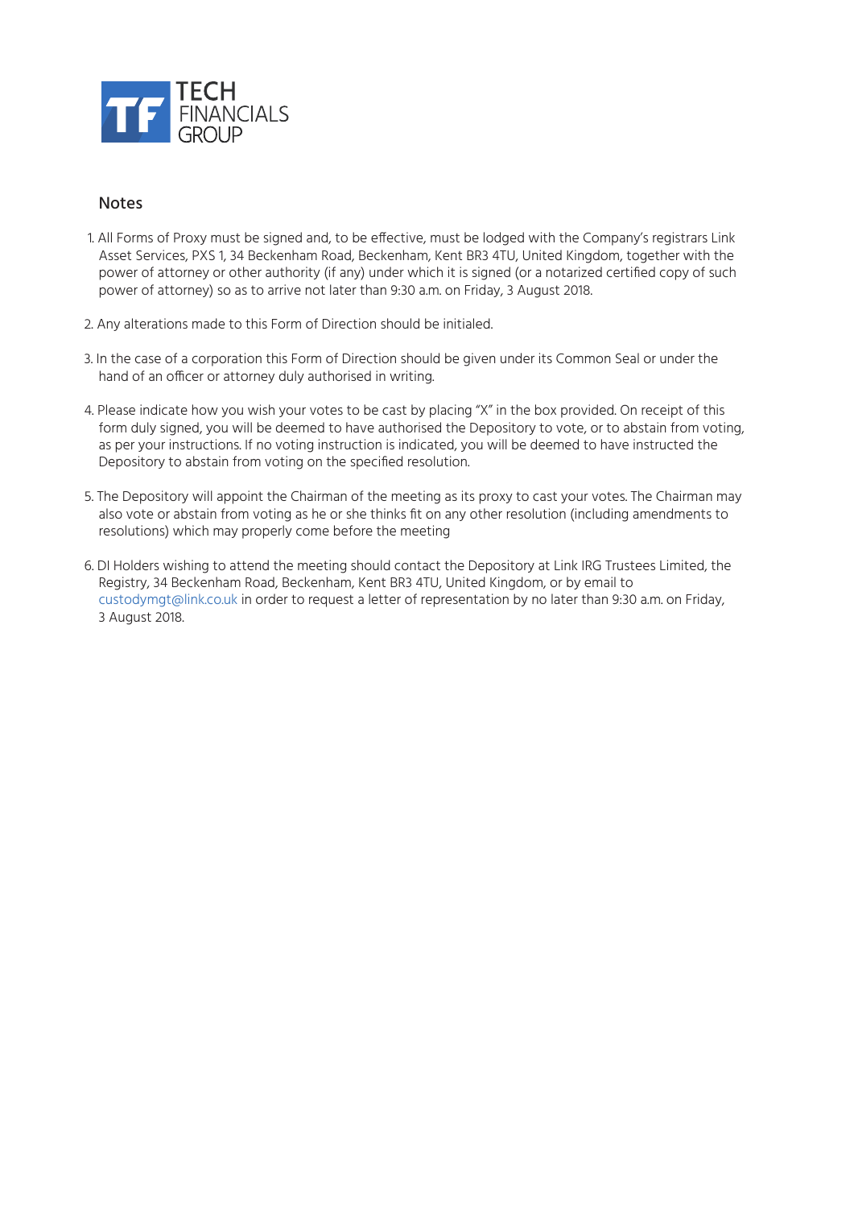TECH FINANCIALS GROUP

## Notes

1. All Forms of Proxy must be signed and, to be effective, must be lodged with the Company's registrars Link Asset Services, PXS 1, 34 Beckenham Road, Beckenham, Kent BR3 4TU, United Kingdom, together with the power of attorney or other authority (if any) under which it is signed (or a notarized certified copy of such power of attorney) so as to arrive not later than 9:30 a.m. on Friday, 3 August 2018.

2. Any alterations made to this Form of Direction should be initialed.

3. In the case of a corporation this Form of Direction should be given under its Common Seal or under the hand of an officer or attorney duly authorised in writing.

4. Please indicate how you wish your votes to be cast by placing "X" in the box provided. On receipt of this form duly signed, you will be deemed to have authorised the Depository to vote, or to abstain from voting, as per your instructions. If no voting instruction is indicated, you will be deemed to have instructed the Depository to abstain from voting on the specified resolution.

5. The Depository will appoint the Chairman of the meeting as its proxy to cast your votes. The Chairman may also vote or abstain from voting as he or she thinks fit on any other resolution (including amendments to resolutions) which may properly come before the meeting

6. DI Holders wishing to attend the meeting should contact the Depository at Link IRG Trustees Limited, the Registry, 34 Beckenham Road, Beckenham, Kent BR3 4TU, United Kingdom, or by email to custodymgt@link.co.uk in order to request a letter of representation by no later than 9:30 a.m. on Friday, 3 August 2018.